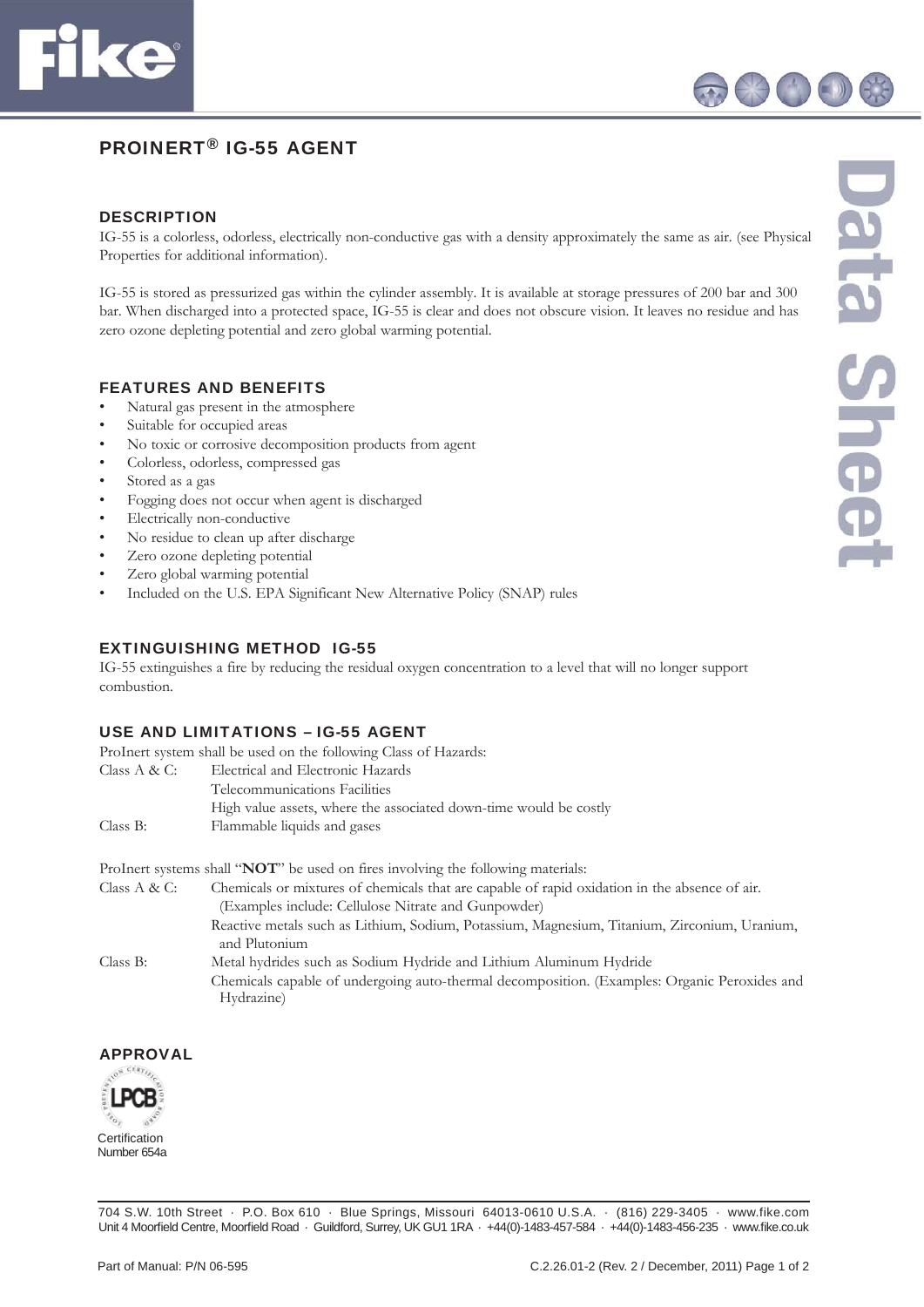# PROINERT® IG-55 AGENT

## DESCRIPTION

IG-55 is a colorless, odorless, electrically non-conductive gas with a density approximately the same as air. (see Physical Properties for additional information).

IG-55 is stored as pressurized gas within the cylinder assembly. It is available at storage pressures of 200 bar and 300 bar. When discharged into a protected space, IG-55 is clear and does not obscure vision. It leaves no residue and has zero ozone depleting potential and zero global warming potential.

## FEATURES AND BENEFITS

- Natural gas present in the atmosphere
- Suitable for occupied areas
- No toxic or corrosive decomposition products from agent
- Colorless, odorless, compressed gas
- Stored as a gas
- Fogging does not occur when agent is discharged
- Electrically non-conductive
- No residue to clean up after discharge
- Zero ozone depleting potential
- Zero global warming potential
- Included on the U.S. EPA Significant New Alternative Policy (SNAP) rules

## EXTINGUISHING METHOD IG-55

IG-55 extinguishes a fire by reducing the residual oxygen concentration to a level that will no longer support combustion.

## USE AND LIMITATIONS – IG-55 AGENT

ProInert system shall be used on the following Class of Hazards:

| | |
|---|---|
| Class A & C: | Electrical and Electronic Hazards |
| | Telecommunications Facilities |
| | High value assets, where the associated down-time would be costly |
| Class B: | Flammable liquids and gases |

ProInert systems shall "**NOT**" be used on fires involving the following materials:

| | |
|---|---|
| Class A & C: | Chemicals or mixtures of chemicals that are capable of rapid oxidation in the absence of air. (Examples include: Cellulose Nitrate and Gunpowder) |
| | Reactive metals such as Lithium, Sodium, Potassium, Magnesium, Titanium, Zirconium, Uranium, and Plutonium |
| Class B: | Metal hydrides such as Sodium Hydride and Lithium Aluminum Hydride |
| | Chemicals capable of undergoing auto-thermal decomposition. (Examples: Organic Peroxides and Hydrazine) |

## APPROVAL

LPCB

Certification Number 654a

704 S.W. 10th Street · P.O. Box 610 · Blue Springs, Missouri 64013-0610 U.S.A. · (816) 229-3405 · www.fike.com
Unit 4 Moorfield Centre, Moorfield Road · Guildford, Surrey, UK GU1 1RA · +44(0)-1483-457-584 · +44(0)-1483-456-235 · www.fike.co.uk

Part of Manual: P/N 06-595

C.2.26.01-2 (Rev. 2 / December, 2011)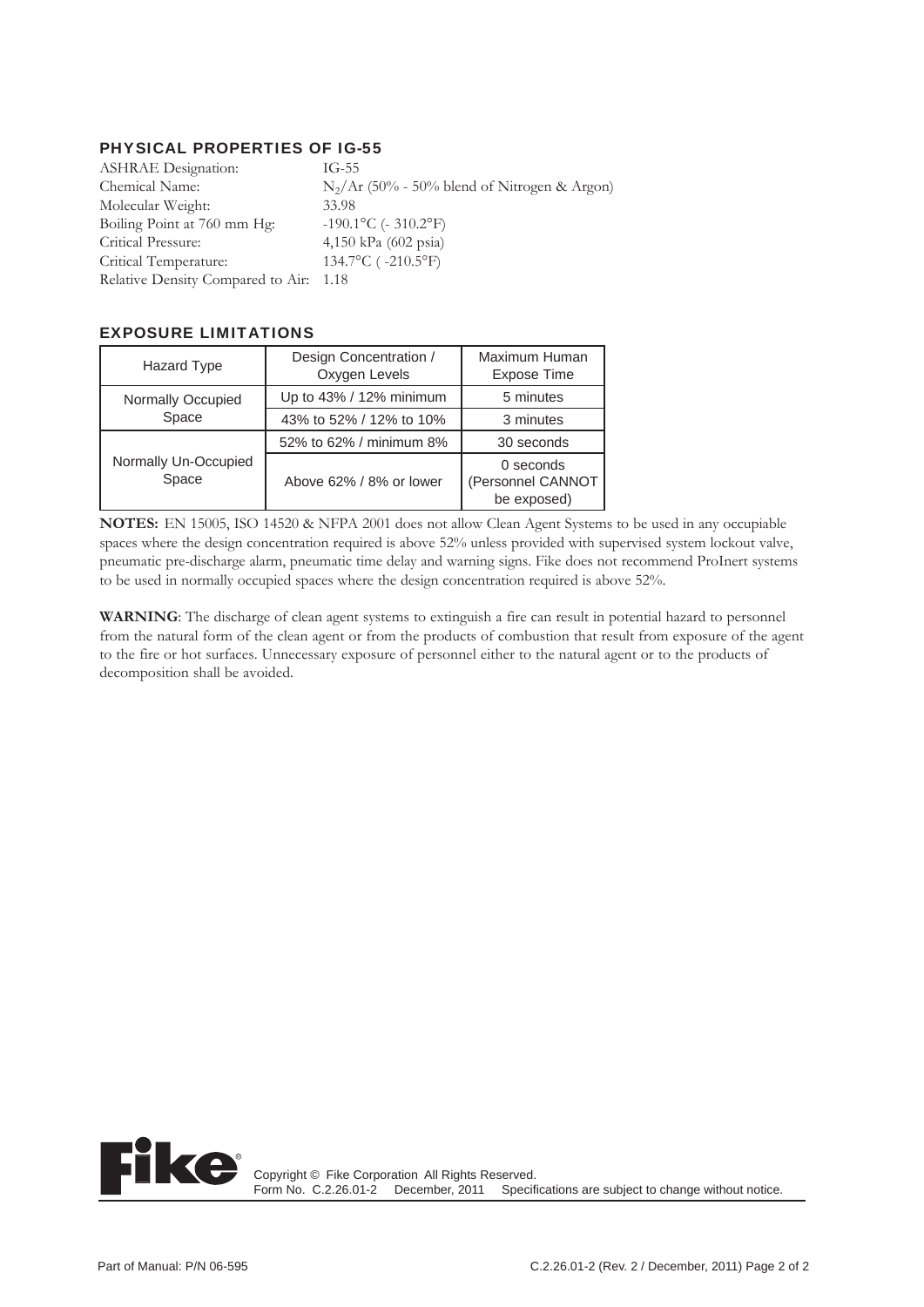## PHYSICAL PROPERTIES OF IG-55

| | |
|---|---|
| ASHRAE Designation: | IG-55 |
| Chemical Name: | $N_2$/Ar (50% - 50% blend of Nitrogen & Argon) |
| Molecular Weight: | 33.98 |
| Boiling Point at 760 mm Hg: | -190.1°C (- 310.2°F) |
| Critical Pressure: | 4,150 kPa (602 psia) |
| Critical Temperature: | 134.7°C ( -210.5°F) |
| Relative Density Compared to Air: | 1.18 |

## EXPOSURE LIMITATIONS

| Hazard Type | Design Concentration / Oxygen Levels | Maximum Human Expose Time |
|---|---|---|
| Normally Occupied Space | Up to 43% / 12% minimum | 5 minutes |
| | 43% to 52% / 12% to 10% | 3 minutes |
| Normally Un-Occupied Space | 52% to 62% / minimum 8% | 30 seconds |
| | Above 62% / 8% or lower | 0 seconds (Personnel CANNOT be exposed) |

**NOTES:** EN 15005, ISO 14520 & NFPA 2001 does not allow Clean Agent Systems to be used in any occupiable spaces where the design concentration required is above 52% unless provided with supervised system lockout valve, pneumatic pre-discharge alarm, pneumatic time delay and warning signs. Fike does not recommend ProInert systems to be used in normally occupied spaces where the design concentration required is above 52%.

**WARNING**: The discharge of clean agent systems to extinguish a fire can result in potential hazard to personnel from the natural form of the clean agent or from the products of combustion that result from exposure of the agent to the fire or hot surfaces. Unnecessary exposure of personnel either to the natural agent or to the products of decomposition shall be avoided.

Copyright © Fike Corporation All Rights Reserved.
Form No. C.2.26.01-2 December, 2011 Specifications are subject to change without notice.